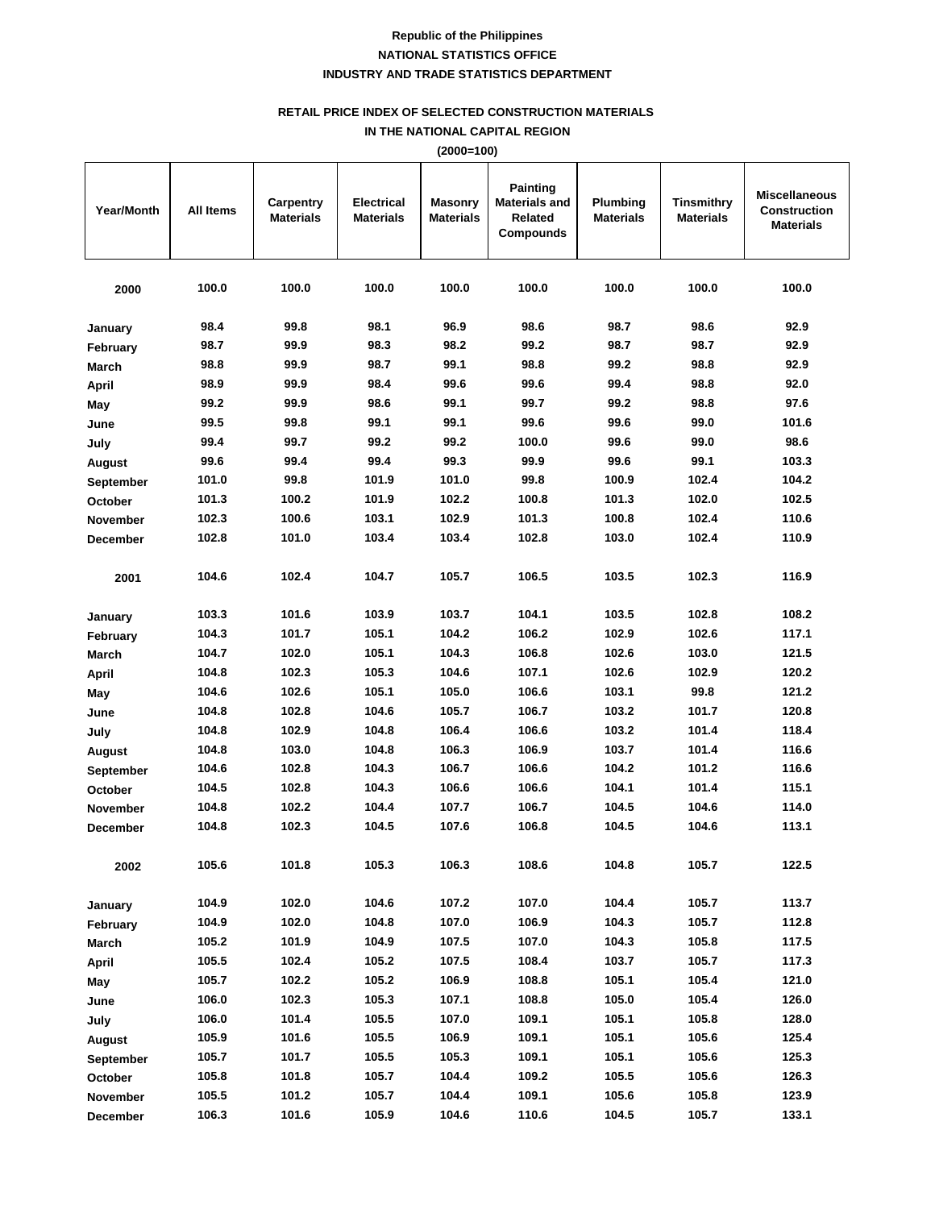Republic of the Philippines

NATIONAL STATISTICS OFFICE

INDUSTRY AND TRADE STATISTICS DEPARTMENT

## RETAIL PRICE INDEX OF SELECTED CONSTRUCTION MATERIALS IN THE NATIONAL CAPITAL REGION

(2000=100)

| Year/Month | All Items | Carpentry Materials | Electrical Materials | Masonry Materials | Painting Materials and Related Compounds | Plumbing Materials | Tinsmithry Materials | Miscellaneous Construction Materials |
|---|---|---|---|---|---|---|---|---|
| **2000** | 100.0 | 100.0 | 100.0 | 100.0 | 100.0 | 100.0 | 100.0 | 100.0 |
| January | 98.4 | 99.8 | 98.1 | 96.9 | 98.6 | 98.7 | 98.6 | 92.9 |
| February | 98.7 | 99.9 | 98.3 | 98.2 | 99.2 | 98.7 | 98.7 | 92.9 |
| March | 98.8 | 99.9 | 98.7 | 99.1 | 98.8 | 99.2 | 98.8 | 92.9 |
| April | 98.9 | 99.9 | 98.4 | 99.6 | 99.6 | 99.4 | 98.8 | 92.0 |
| May | 99.2 | 99.9 | 98.6 | 99.1 | 99.7 | 99.2 | 98.8 | 97.6 |
| June | 99.5 | 99.8 | 99.1 | 99.1 | 99.6 | 99.6 | 99.0 | 101.6 |
| July | 99.4 | 99.7 | 99.2 | 99.2 | 100.0 | 99.6 | 99.0 | 98.6 |
| August | 99.6 | 99.4 | 99.4 | 99.3 | 99.9 | 99.6 | 99.1 | 103.3 |
| September | 101.0 | 99.8 | 101.9 | 101.0 | 99.8 | 100.9 | 102.4 | 104.2 |
| October | 101.3 | 100.2 | 101.9 | 102.2 | 100.8 | 101.3 | 102.0 | 102.5 |
| November | 102.3 | 100.6 | 103.1 | 102.9 | 101.3 | 100.8 | 102.4 | 110.6 |
| December | 102.8 | 101.0 | 103.4 | 103.4 | 102.8 | 103.0 | 102.4 | 110.9 |
| **2001** | 104.6 | 102.4 | 104.7 | 105.7 | 106.5 | 103.5 | 102.3 | 116.9 |
| January | 103.3 | 101.6 | 103.9 | 103.7 | 104.1 | 103.5 | 102.8 | 108.2 |
| February | 104.3 | 101.7 | 105.1 | 104.2 | 106.2 | 102.9 | 102.6 | 117.1 |
| March | 104.7 | 102.0 | 105.1 | 104.3 | 106.8 | 102.6 | 103.0 | 121.5 |
| April | 104.8 | 102.3 | 105.3 | 104.6 | 107.1 | 102.6 | 102.9 | 120.2 |
| May | 104.6 | 102.6 | 105.1 | 105.0 | 106.6 | 103.1 | 99.8 | 121.2 |
| June | 104.8 | 102.8 | 104.6 | 105.7 | 106.7 | 103.2 | 101.7 | 120.8 |
| July | 104.8 | 102.9 | 104.8 | 106.4 | 106.6 | 103.2 | 101.4 | 118.4 |
| August | 104.8 | 103.0 | 104.8 | 106.3 | 106.9 | 103.7 | 101.4 | 116.6 |
| September | 104.6 | 102.8 | 104.3 | 106.7 | 106.6 | 104.2 | 101.2 | 116.6 |
| October | 104.5 | 102.8 | 104.3 | 106.6 | 106.6 | 104.1 | 101.4 | 115.1 |
| November | 104.8 | 102.2 | 104.4 | 107.7 | 106.7 | 104.5 | 104.6 | 114.0 |
| December | 104.8 | 102.3 | 104.5 | 107.6 | 106.8 | 104.5 | 104.6 | 113.1 |
| **2002** | 105.6 | 101.8 | 105.3 | 106.3 | 108.6 | 104.8 | 105.7 | 122.5 |
| January | 104.9 | 102.0 | 104.6 | 107.2 | 107.0 | 104.4 | 105.7 | 113.7 |
| February | 104.9 | 102.0 | 104.8 | 107.0 | 106.9 | 104.3 | 105.7 | 112.8 |
| March | 105.2 | 101.9 | 104.9 | 107.5 | 107.0 | 104.3 | 105.8 | 117.5 |
| April | 105.5 | 102.4 | 105.2 | 107.5 | 108.4 | 103.7 | 105.7 | 117.3 |
| May | 105.7 | 102.2 | 105.2 | 106.9 | 108.8 | 105.1 | 105.4 | 121.0 |
| June | 106.0 | 102.3 | 105.3 | 107.1 | 108.8 | 105.0 | 105.4 | 126.0 |
| July | 106.0 | 101.4 | 105.5 | 107.0 | 109.1 | 105.1 | 105.8 | 128.0 |
| August | 105.9 | 101.6 | 105.5 | 106.9 | 109.1 | 105.1 | 105.6 | 125.4 |
| September | 105.7 | 101.7 | 105.5 | 105.3 | 109.1 | 105.1 | 105.6 | 125.3 |
| October | 105.8 | 101.8 | 105.7 | 104.4 | 109.2 | 105.5 | 105.6 | 126.3 |
| November | 105.5 | 101.2 | 105.7 | 104.4 | 109.1 | 105.6 | 105.8 | 123.9 |
| December | 106.3 | 101.6 | 105.9 | 104.6 | 110.6 | 104.5 | 105.7 | 133.1 |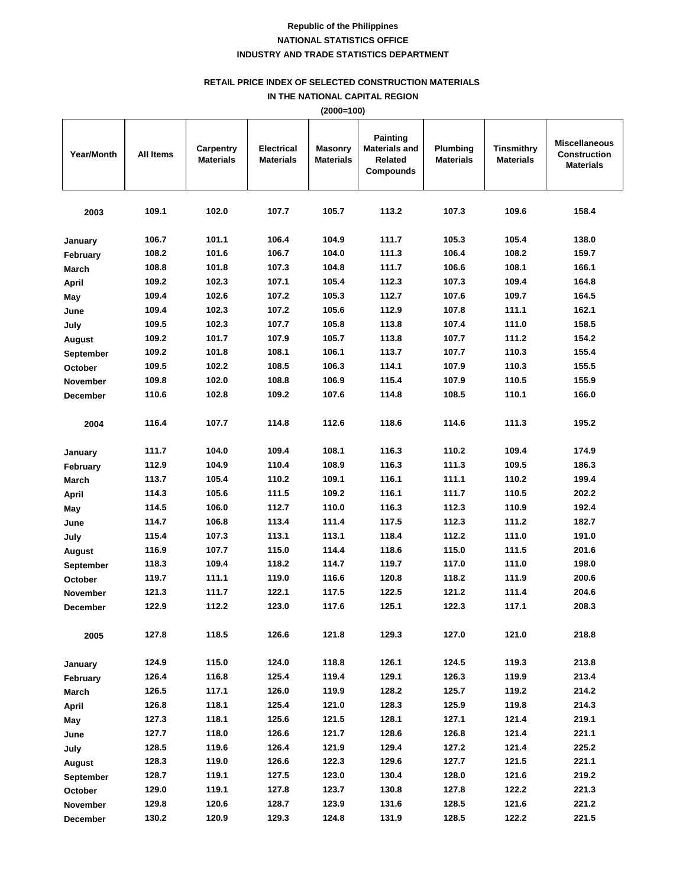**Republic of the Philippines**

**NATIONAL STATISTICS OFFICE**

**INDUSTRY AND TRADE STATISTICS DEPARTMENT**

**RETAIL PRICE INDEX OF SELECTED CONSTRUCTION MATERIALS**

**IN THE NATIONAL CAPITAL REGION**

**(2000=100)**

| Year/Month | All Items | Carpentry Materials | Electrical Materials | Masonry Materials | Painting Materials and Related Compounds | Plumbing Materials | Tinsmithry Materials | Miscellaneous Construction Materials |
|---|---|---|---|---|---|---|---|---|
| **2003** | 109.1 | 102.0 | 107.7 | 105.7 | 113.2 | 107.3 | 109.6 | 158.4 |
| January | 106.7 | 101.1 | 106.4 | 104.9 | 111.7 | 105.3 | 105.4 | 138.0 |
| February | 108.2 | 101.6 | 106.7 | 104.0 | 111.3 | 106.4 | 108.2 | 159.7 |
| March | 108.8 | 101.8 | 107.3 | 104.8 | 111.7 | 106.6 | 108.1 | 166.1 |
| April | 109.2 | 102.3 | 107.1 | 105.4 | 112.3 | 107.3 | 109.4 | 164.8 |
| May | 109.4 | 102.6 | 107.2 | 105.3 | 112.7 | 107.6 | 109.7 | 164.5 |
| June | 109.4 | 102.3 | 107.2 | 105.6 | 112.9 | 107.8 | 111.1 | 162.1 |
| July | 109.5 | 102.3 | 107.7 | 105.8 | 113.8 | 107.4 | 111.0 | 158.5 |
| August | 109.2 | 101.7 | 107.9 | 105.7 | 113.8 | 107.7 | 111.2 | 154.2 |
| September | 109.2 | 101.8 | 108.1 | 106.1 | 113.7 | 107.7 | 110.3 | 155.4 |
| October | 109.5 | 102.2 | 108.5 | 106.3 | 114.1 | 107.9 | 110.3 | 155.5 |
| November | 109.8 | 102.0 | 108.8 | 106.9 | 115.4 | 107.9 | 110.5 | 155.9 |
| December | 110.6 | 102.8 | 109.2 | 107.6 | 114.8 | 108.5 | 110.1 | 166.0 |
| **2004** | 116.4 | 107.7 | 114.8 | 112.6 | 118.6 | 114.6 | 111.3 | 195.2 |
| January | 111.7 | 104.0 | 109.4 | 108.1 | 116.3 | 110.2 | 109.4 | 174.9 |
| February | 112.9 | 104.9 | 110.4 | 108.9 | 116.3 | 111.3 | 109.5 | 186.3 |
| March | 113.7 | 105.4 | 110.2 | 109.1 | 116.1 | 111.1 | 110.2 | 199.4 |
| April | 114.3 | 105.6 | 111.5 | 109.2 | 116.1 | 111.7 | 110.5 | 202.2 |
| May | 114.5 | 106.0 | 112.7 | 110.0 | 116.3 | 112.3 | 110.9 | 192.4 |
| June | 114.7 | 106.8 | 113.4 | 111.4 | 117.5 | 112.3 | 111.2 | 182.7 |
| July | 115.4 | 107.3 | 113.1 | 113.1 | 118.4 | 112.2 | 111.0 | 191.0 |
| August | 116.9 | 107.7 | 115.0 | 114.4 | 118.6 | 115.0 | 111.5 | 201.6 |
| September | 118.3 | 109.4 | 118.2 | 114.7 | 119.7 | 117.0 | 111.0 | 198.0 |
| October | 119.7 | 111.1 | 119.0 | 116.6 | 120.8 | 118.2 | 111.9 | 200.6 |
| November | 121.3 | 111.7 | 122.1 | 117.5 | 122.5 | 121.2 | 111.4 | 204.6 |
| December | 122.9 | 112.2 | 123.0 | 117.6 | 125.1 | 122.3 | 117.1 | 208.3 |
| **2005** | 127.8 | 118.5 | 126.6 | 121.8 | 129.3 | 127.0 | 121.0 | 218.8 |
| January | 124.9 | 115.0 | 124.0 | 118.8 | 126.1 | 124.5 | 119.3 | 213.8 |
| February | 126.4 | 116.8 | 125.4 | 119.4 | 129.1 | 126.3 | 119.9 | 213.4 |
| March | 126.5 | 117.1 | 126.0 | 119.9 | 128.2 | 125.7 | 119.2 | 214.2 |
| April | 126.8 | 118.1 | 125.4 | 121.0 | 128.3 | 125.9 | 119.8 | 214.3 |
| May | 127.3 | 118.1 | 125.6 | 121.5 | 128.1 | 127.1 | 121.4 | 219.1 |
| June | 127.7 | 118.0 | 126.6 | 121.7 | 128.6 | 126.8 | 121.4 | 221.1 |
| July | 128.5 | 119.6 | 126.4 | 121.9 | 129.4 | 127.2 | 121.4 | 225.2 |
| August | 128.3 | 119.0 | 126.6 | 122.3 | 129.6 | 127.7 | 121.5 | 221.1 |
| September | 128.7 | 119.1 | 127.5 | 123.0 | 130.4 | 128.0 | 121.6 | 219.2 |
| October | 129.0 | 119.1 | 127.8 | 123.7 | 130.8 | 127.8 | 122.2 | 221.3 |
| November | 129.8 | 120.6 | 128.7 | 123.9 | 131.6 | 128.5 | 121.6 | 221.2 |
| December | 130.2 | 120.9 | 129.3 | 124.8 | 131.9 | 128.5 | 122.2 | 221.5 |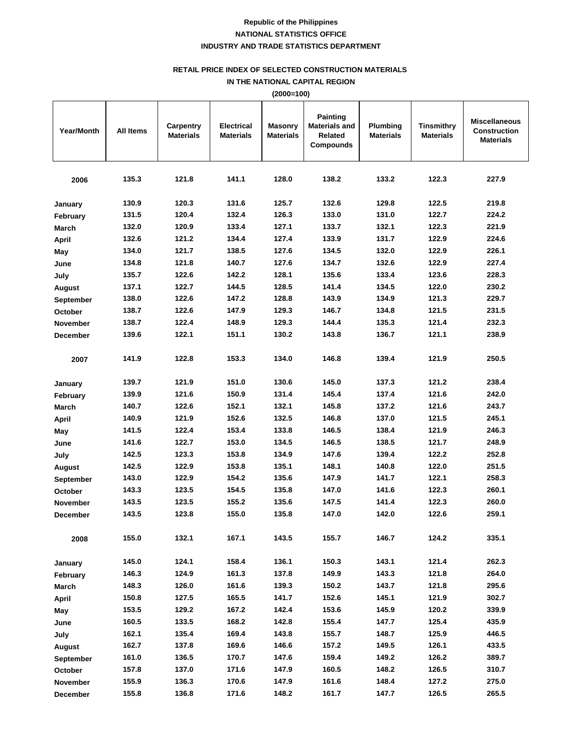**Republic of the Philippines**
**NATIONAL STATISTICS OFFICE**
**INDUSTRY AND TRADE STATISTICS DEPARTMENT**

**RETAIL PRICE INDEX OF SELECTED CONSTRUCTION MATERIALS**
**IN THE NATIONAL CAPITAL REGION**
**(2000=100)**

| Year/Month | All Items | Carpentry Materials | Electrical Materials | Masonry Materials | Painting Materials and Related Compounds | Plumbing Materials | Tinsmithry Materials | Miscellaneous Construction Materials |
|---|---|---|---|---|---|---|---|---|
| **2006** | 135.3 | 121.8 | 141.1 | 128.0 | 138.2 | 133.2 | 122.3 | 227.9 |
| January | 130.9 | 120.3 | 131.6 | 125.7 | 132.6 | 129.8 | 122.5 | 219.8 |
| February | 131.5 | 120.4 | 132.4 | 126.3 | 133.0 | 131.0 | 122.7 | 224.2 |
| March | 132.0 | 120.9 | 133.4 | 127.1 | 133.7 | 132.1 | 122.3 | 221.9 |
| April | 132.6 | 121.2 | 134.4 | 127.4 | 133.9 | 131.7 | 122.9 | 224.6 |
| May | 134.0 | 121.7 | 138.5 | 127.6 | 134.5 | 132.0 | 122.9 | 226.1 |
| June | 134.8 | 121.8 | 140.7 | 127.6 | 134.7 | 132.6 | 122.9 | 227.4 |
| July | 135.7 | 122.6 | 142.2 | 128.1 | 135.6 | 133.4 | 123.6 | 228.3 |
| August | 137.1 | 122.7 | 144.5 | 128.5 | 141.4 | 134.5 | 122.0 | 230.2 |
| September | 138.0 | 122.6 | 147.2 | 128.8 | 143.9 | 134.9 | 121.3 | 229.7 |
| October | 138.7 | 122.6 | 147.9 | 129.3 | 146.7 | 134.8 | 121.5 | 231.5 |
| November | 138.7 | 122.4 | 148.9 | 129.3 | 144.4 | 135.3 | 121.4 | 232.3 |
| December | 139.6 | 122.1 | 151.1 | 130.2 | 143.8 | 136.7 | 121.1 | 238.9 |
| **2007** | 141.9 | 122.8 | 153.3 | 134.0 | 146.8 | 139.4 | 121.9 | 250.5 |
| January | 139.7 | 121.9 | 151.0 | 130.6 | 145.0 | 137.3 | 121.2 | 238.4 |
| February | 139.9 | 121.6 | 150.9 | 131.4 | 145.4 | 137.4 | 121.6 | 242.0 |
| March | 140.7 | 122.6 | 152.1 | 132.1 | 145.8 | 137.2 | 121.6 | 243.7 |
| April | 140.9 | 121.9 | 152.6 | 132.5 | 146.8 | 137.0 | 121.5 | 245.1 |
| May | 141.5 | 122.4 | 153.4 | 133.8 | 146.5 | 138.4 | 121.9 | 246.3 |
| June | 141.6 | 122.7 | 153.0 | 134.5 | 146.5 | 138.5 | 121.7 | 248.9 |
| July | 142.5 | 123.3 | 153.8 | 134.9 | 147.6 | 139.4 | 122.2 | 252.8 |
| August | 142.5 | 122.9 | 153.8 | 135.1 | 148.1 | 140.8 | 122.0 | 251.5 |
| September | 143.0 | 122.9 | 154.2 | 135.6 | 147.9 | 141.7 | 122.1 | 258.3 |
| October | 143.3 | 123.5 | 154.5 | 135.8 | 147.0 | 141.6 | 122.3 | 260.1 |
| November | 143.5 | 123.5 | 155.2 | 135.6 | 147.5 | 141.4 | 122.3 | 260.0 |
| December | 143.5 | 123.8 | 155.0 | 135.8 | 147.0 | 142.0 | 122.6 | 259.1 |
| **2008** | 155.0 | 132.1 | 167.1 | 143.5 | 155.7 | 146.7 | 124.2 | 335.1 |
| January | 145.0 | 124.1 | 158.4 | 136.1 | 150.3 | 143.1 | 121.4 | 262.3 |
| February | 146.3 | 124.9 | 161.3 | 137.8 | 149.9 | 143.3 | 121.8 | 264.0 |
| March | 148.3 | 126.0 | 161.6 | 139.3 | 150.2 | 143.7 | 121.8 | 295.6 |
| April | 150.8 | 127.5 | 165.5 | 141.7 | 152.6 | 145.1 | 121.9 | 302.7 |
| May | 153.5 | 129.2 | 167.2 | 142.4 | 153.6 | 145.9 | 120.2 | 339.9 |
| June | 160.5 | 133.5 | 168.2 | 142.8 | 155.4 | 147.7 | 125.4 | 435.9 |
| July | 162.1 | 135.4 | 169.4 | 143.8 | 155.7 | 148.7 | 125.9 | 446.5 |
| August | 162.7 | 137.8 | 169.6 | 146.6 | 157.2 | 149.5 | 126.1 | 433.5 |
| September | 161.0 | 136.5 | 170.7 | 147.6 | 159.4 | 149.2 | 126.2 | 389.7 |
| October | 157.8 | 137.0 | 171.6 | 147.9 | 160.5 | 148.2 | 126.5 | 310.7 |
| November | 155.9 | 136.3 | 170.6 | 147.9 | 161.6 | 148.4 | 127.2 | 275.0 |
| December | 155.8 | 136.8 | 171.6 | 148.2 | 161.7 | 147.7 | 126.5 | 265.5 |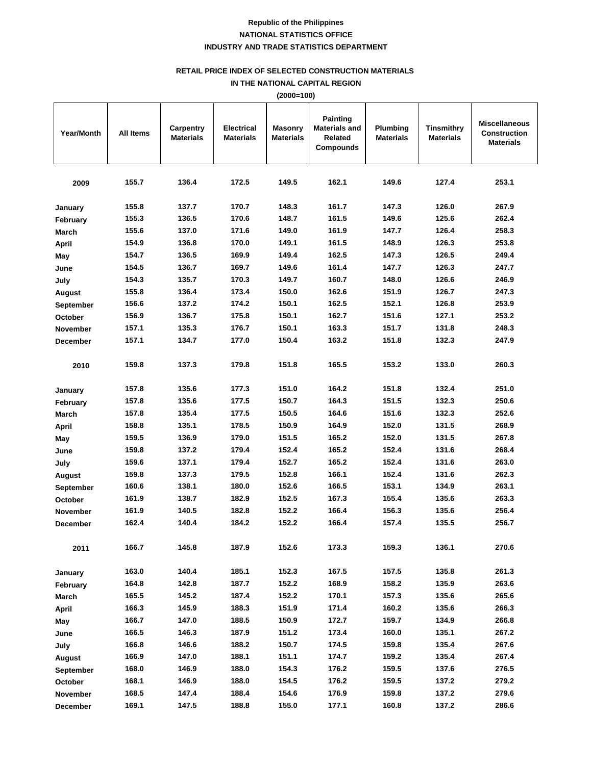**Republic of the Philippines**

**NATIONAL STATISTICS OFFICE**

**INDUSTRY AND TRADE STATISTICS DEPARTMENT**

**RETAIL PRICE INDEX OF SELECTED CONSTRUCTION MATERIALS**

**IN THE NATIONAL CAPITAL REGION**

**(2000=100)**

| Year/Month | All Items | Carpentry Materials | Electrical Materials | Masonry Materials | Painting Materials and Related Compounds | Plumbing Materials | Tinsmithry Materials | Miscellaneous Construction Materials |
|---|---|---|---|---|---|---|---|---|
| **2009** | 155.7 | 136.4 | 172.5 | 149.5 | 162.1 | 149.6 | 127.4 | 253.1 |
| January | 155.8 | 137.7 | 170.7 | 148.3 | 161.7 | 147.3 | 126.0 | 267.9 |
| February | 155.3 | 136.5 | 170.6 | 148.7 | 161.5 | 149.6 | 125.6 | 262.4 |
| March | 155.6 | 137.0 | 171.6 | 149.0 | 161.9 | 147.7 | 126.4 | 258.3 |
| April | 154.9 | 136.8 | 170.0 | 149.1 | 161.5 | 148.9 | 126.3 | 253.8 |
| May | 154.7 | 136.5 | 169.9 | 149.4 | 162.5 | 147.3 | 126.5 | 249.4 |
| June | 154.5 | 136.7 | 169.7 | 149.6 | 161.4 | 147.7 | 126.3 | 247.7 |
| July | 154.3 | 135.7 | 170.3 | 149.7 | 160.7 | 148.0 | 126.6 | 246.9 |
| August | 155.8 | 136.4 | 173.4 | 150.0 | 162.6 | 151.9 | 126.7 | 247.3 |
| September | 156.6 | 137.2 | 174.2 | 150.1 | 162.5 | 152.1 | 126.8 | 253.9 |
| October | 156.9 | 136.7 | 175.8 | 150.1 | 162.7 | 151.6 | 127.1 | 253.2 |
| November | 157.1 | 135.3 | 176.7 | 150.1 | 163.3 | 151.7 | 131.8 | 248.3 |
| December | 157.1 | 134.7 | 177.0 | 150.4 | 163.2 | 151.8 | 132.3 | 247.9 |
| **2010** | 159.8 | 137.3 | 179.8 | 151.8 | 165.5 | 153.2 | 133.0 | 260.3 |
| January | 157.8 | 135.6 | 177.3 | 151.0 | 164.2 | 151.8 | 132.4 | 251.0 |
| February | 157.8 | 135.6 | 177.5 | 150.7 | 164.3 | 151.5 | 132.3 | 250.6 |
| March | 157.8 | 135.4 | 177.5 | 150.5 | 164.6 | 151.6 | 132.3 | 252.6 |
| April | 158.8 | 135.1 | 178.5 | 150.9 | 164.9 | 152.0 | 131.5 | 268.9 |
| May | 159.5 | 136.9 | 179.0 | 151.5 | 165.2 | 152.0 | 131.5 | 267.8 |
| June | 159.8 | 137.2 | 179.4 | 152.4 | 165.2 | 152.4 | 131.6 | 268.4 |
| July | 159.6 | 137.1 | 179.4 | 152.7 | 165.2 | 152.4 | 131.6 | 263.0 |
| August | 159.8 | 137.3 | 179.5 | 152.8 | 166.1 | 152.4 | 131.6 | 262.3 |
| September | 160.6 | 138.1 | 180.0 | 152.6 | 166.5 | 153.1 | 134.9 | 263.1 |
| October | 161.9 | 138.7 | 182.9 | 152.5 | 167.3 | 155.4 | 135.6 | 263.3 |
| November | 161.9 | 140.5 | 182.8 | 152.2 | 166.4 | 156.3 | 135.6 | 256.4 |
| December | 162.4 | 140.4 | 184.2 | 152.2 | 166.4 | 157.4 | 135.5 | 256.7 |
| **2011** | 166.7 | 145.8 | 187.9 | 152.6 | 173.3 | 159.3 | 136.1 | 270.6 |
| January | 163.0 | 140.4 | 185.1 | 152.3 | 167.5 | 157.5 | 135.8 | 261.3 |
| February | 164.8 | 142.8 | 187.7 | 152.2 | 168.9 | 158.2 | 135.9 | 263.6 |
| March | 165.5 | 145.2 | 187.4 | 152.2 | 170.1 | 157.3 | 135.6 | 265.6 |
| April | 166.3 | 145.9 | 188.3 | 151.9 | 171.4 | 160.2 | 135.6 | 266.3 |
| May | 166.7 | 147.0 | 188.5 | 150.9 | 172.7 | 159.7 | 134.9 | 266.8 |
| June | 166.5 | 146.3 | 187.9 | 151.2 | 173.4 | 160.0 | 135.1 | 267.2 |
| July | 166.8 | 146.6 | 188.2 | 150.7 | 174.5 | 159.8 | 135.4 | 267.6 |
| August | 166.9 | 147.0 | 188.1 | 151.1 | 174.7 | 159.2 | 135.4 | 267.4 |
| September | 168.0 | 146.9 | 188.0 | 154.3 | 176.2 | 159.5 | 137.6 | 276.5 |
| October | 168.1 | 146.9 | 188.0 | 154.5 | 176.2 | 159.5 | 137.2 | 279.2 |
| November | 168.5 | 147.4 | 188.4 | 154.6 | 176.9 | 159.8 | 137.2 | 279.6 |
| December | 169.1 | 147.5 | 188.8 | 155.0 | 177.1 | 160.8 | 137.2 | 286.6 |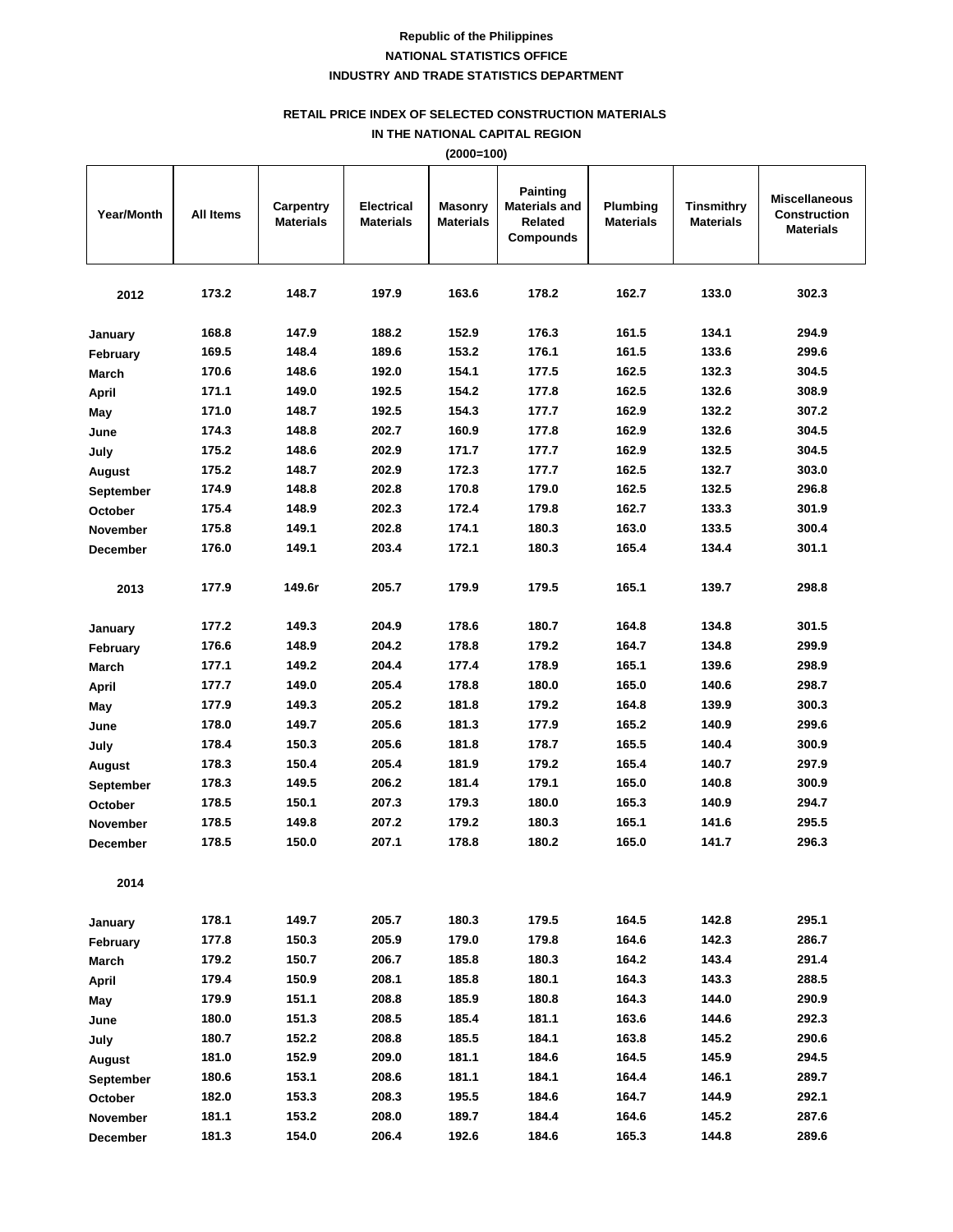**Republic of the Philippines**
**NATIONAL STATISTICS OFFICE**
**INDUSTRY AND TRADE STATISTICS DEPARTMENT**

**RETAIL PRICE INDEX OF SELECTED CONSTRUCTION MATERIALS**
**IN THE NATIONAL CAPITAL REGION**
**(2000=100)**

| Year/Month | All Items | Carpentry Materials | Electrical Materials | Masonry Materials | Painting Materials and Related Compounds | Plumbing Materials | Tinsmithry Materials | Miscellaneous Construction Materials |
|---|---|---|---|---|---|---|---|---|
| **2012** | 173.2 | 148.7 | 197.9 | 163.6 | 178.2 | 162.7 | 133.0 | 302.3 |
| January | 168.8 | 147.9 | 188.2 | 152.9 | 176.3 | 161.5 | 134.1 | 294.9 |
| February | 169.5 | 148.4 | 189.6 | 153.2 | 176.1 | 161.5 | 133.6 | 299.6 |
| March | 170.6 | 148.6 | 192.0 | 154.1 | 177.5 | 162.5 | 132.3 | 304.5 |
| April | 171.1 | 149.0 | 192.5 | 154.2 | 177.8 | 162.5 | 132.6 | 308.9 |
| May | 171.0 | 148.7 | 192.5 | 154.3 | 177.7 | 162.9 | 132.2 | 307.2 |
| June | 174.3 | 148.8 | 202.7 | 160.9 | 177.8 | 162.9 | 132.6 | 304.5 |
| July | 175.2 | 148.6 | 202.9 | 171.7 | 177.7 | 162.9 | 132.5 | 304.5 |
| August | 175.2 | 148.7 | 202.9 | 172.3 | 177.7 | 162.5 | 132.7 | 303.0 |
| September | 174.9 | 148.8 | 202.8 | 170.8 | 179.0 | 162.5 | 132.5 | 296.8 |
| October | 175.4 | 148.9 | 202.3 | 172.4 | 179.8 | 162.7 | 133.3 | 301.9 |
| November | 175.8 | 149.1 | 202.8 | 174.1 | 180.3 | 163.0 | 133.5 | 300.4 |
| December | 176.0 | 149.1 | 203.4 | 172.1 | 180.3 | 165.4 | 134.4 | 301.1 |
| **2013** | 177.9 | 149.6r | 205.7 | 179.9 | 179.5 | 165.1 | 139.7 | 298.8 |
| January | 177.2 | 149.3 | 204.9 | 178.6 | 180.7 | 164.8 | 134.8 | 301.5 |
| February | 176.6 | 148.9 | 204.2 | 178.8 | 179.2 | 164.7 | 134.8 | 299.9 |
| March | 177.1 | 149.2 | 204.4 | 177.4 | 178.9 | 165.1 | 139.6 | 298.9 |
| April | 177.7 | 149.0 | 205.4 | 178.8 | 180.0 | 165.0 | 140.6 | 298.7 |
| May | 177.9 | 149.3 | 205.2 | 181.8 | 179.2 | 164.8 | 139.9 | 300.3 |
| June | 178.0 | 149.7 | 205.6 | 181.3 | 177.9 | 165.2 | 140.9 | 299.6 |
| July | 178.4 | 150.3 | 205.6 | 181.8 | 178.7 | 165.5 | 140.4 | 300.9 |
| August | 178.3 | 150.4 | 205.4 | 181.9 | 179.2 | 165.4 | 140.7 | 297.9 |
| September | 178.3 | 149.5 | 206.2 | 181.4 | 179.1 | 165.0 | 140.8 | 300.9 |
| October | 178.5 | 150.1 | 207.3 | 179.3 | 180.0 | 165.3 | 140.9 | 294.7 |
| November | 178.5 | 149.8 | 207.2 | 179.2 | 180.3 | 165.1 | 141.6 | 295.5 |
| December | 178.5 | 150.0 | 207.1 | 178.8 | 180.2 | 165.0 | 141.7 | 296.3 |
| **2014** | | | | | | | | |
| January | 178.1 | 149.7 | 205.7 | 180.3 | 179.5 | 164.5 | 142.8 | 295.1 |
| February | 177.8 | 150.3 | 205.9 | 179.0 | 179.8 | 164.6 | 142.3 | 286.7 |
| March | 179.2 | 150.7 | 206.7 | 185.8 | 180.3 | 164.2 | 143.4 | 291.4 |
| April | 179.4 | 150.9 | 208.1 | 185.8 | 180.1 | 164.3 | 143.3 | 288.5 |
| May | 179.9 | 151.1 | 208.8 | 185.9 | 180.8 | 164.3 | 144.0 | 290.9 |
| June | 180.0 | 151.3 | 208.5 | 185.4 | 181.1 | 163.6 | 144.6 | 292.3 |
| July | 180.7 | 152.2 | 208.8 | 185.5 | 184.1 | 163.8 | 145.2 | 290.6 |
| August | 181.0 | 152.9 | 209.0 | 181.1 | 184.6 | 164.5 | 145.9 | 294.5 |
| September | 180.6 | 153.1 | 208.6 | 181.1 | 184.1 | 164.4 | 146.1 | 289.7 |
| October | 182.0 | 153.3 | 208.3 | 195.5 | 184.6 | 164.7 | 144.9 | 292.1 |
| November | 181.1 | 153.2 | 208.0 | 189.7 | 184.4 | 164.6 | 145.2 | 287.6 |
| December | 181.3 | 154.0 | 206.4 | 192.6 | 184.6 | 165.3 | 144.8 | 289.6 |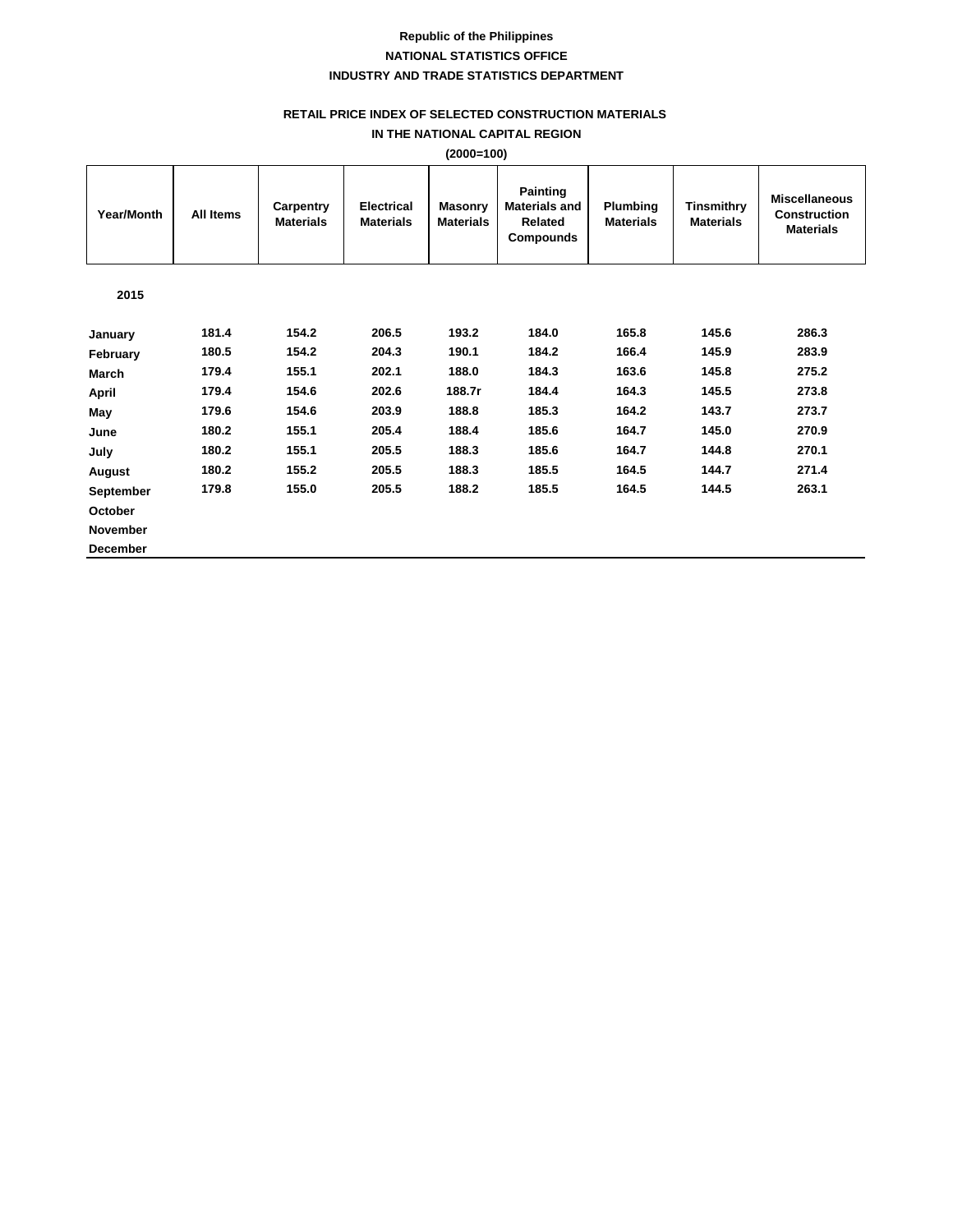**Republic of the Philippines**

**NATIONAL STATISTICS OFFICE**

**INDUSTRY AND TRADE STATISTICS DEPARTMENT**

**RETAIL PRICE INDEX OF SELECTED CONSTRUCTION MATERIALS**

**IN THE NATIONAL CAPITAL REGION**

**(2000=100)**

| Year/Month | All Items | Carpentry Materials | Electrical Materials | Masonry Materials | Painting Materials and Related Compounds | Plumbing Materials | Tinsmithry Materials | Miscellaneous Construction Materials |
|---|---|---|---|---|---|---|---|---|
| **2015** | | | | | | | | |
| January | 181.4 | 154.2 | 206.5 | 193.2 | 184.0 | 165.8 | 145.6 | 286.3 |
| February | 180.5 | 154.2 | 204.3 | 190.1 | 184.2 | 166.4 | 145.9 | 283.9 |
| March | 179.4 | 155.1 | 202.1 | 188.0 | 184.3 | 163.6 | 145.8 | 275.2 |
| April | 179.4 | 154.6 | 202.6 | 188.7r | 184.4 | 164.3 | 145.5 | 273.8 |
| May | 179.6 | 154.6 | 203.9 | 188.8 | 185.3 | 164.2 | 143.7 | 273.7 |
| June | 180.2 | 155.1 | 205.4 | 188.4 | 185.6 | 164.7 | 145.0 | 270.9 |
| July | 180.2 | 155.1 | 205.5 | 188.3 | 185.6 | 164.7 | 144.8 | 270.1 |
| August | 180.2 | 155.2 | 205.5 | 188.3 | 185.5 | 164.5 | 144.7 | 271.4 |
| September | 179.8 | 155.0 | 205.5 | 188.2 | 185.5 | 164.5 | 144.5 | 263.1 |
| October | | | | | | | | |
| November | | | | | | | | |
| December | | | | | | | | |